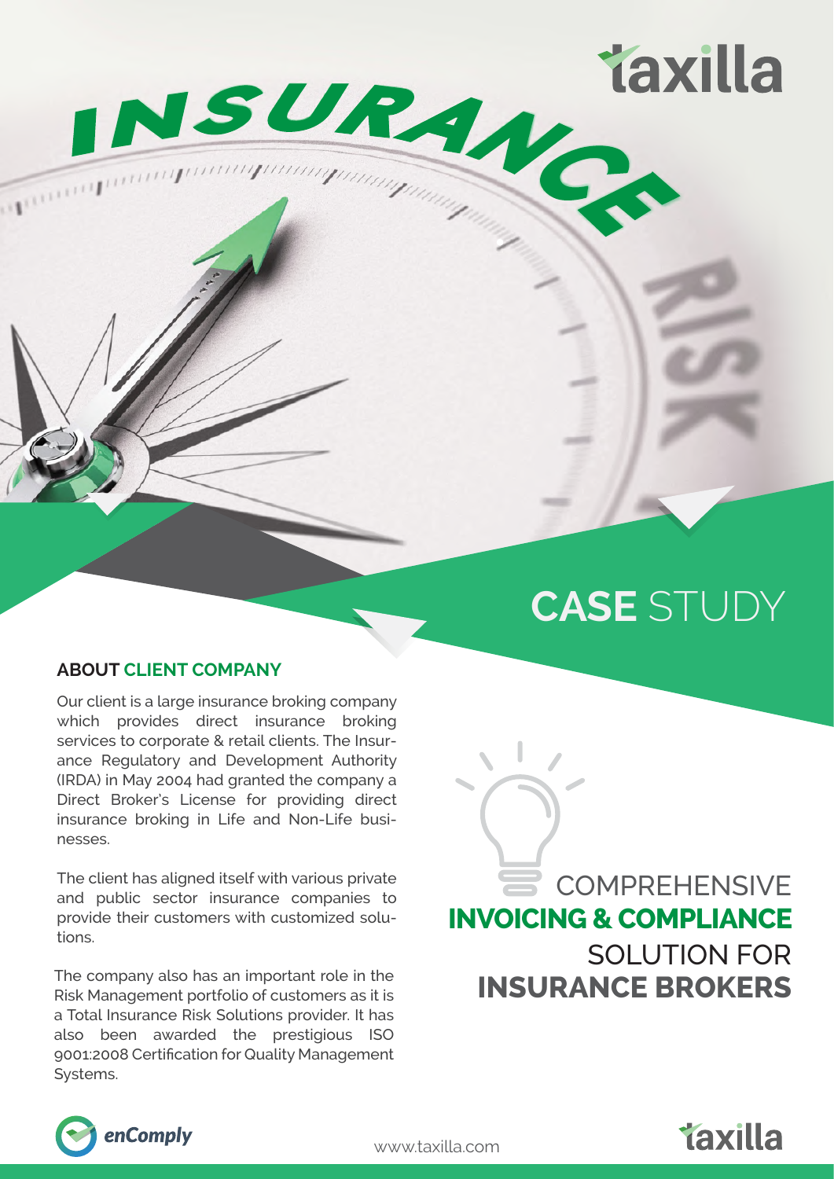# CASE STUDY

## COMPREHENSIVE **INVOICING & COMPLIANCE** SOLUTION FOR **INSURANCE BROKERS**

### ABOUT CLIENT COMPANY

Our client is a large insurance broking company which provides direct insurance broking services to corporate & retail clients. The Insurance Regulatory and Development Authority (IRDA) in May 2004 had granted the company a Direct Broker's License for providing direct insurance broking in Life and Non-Life businesses.

The client has aligned itself with various private and public sector insurance companies to provide their customers with customized solutions.

The company also has an important role in the Risk Management portfolio of customers as it is a Total Insurance Risk Solutions provider. It has also been awarded the prestigious ISO 9001:2008 Certification for Quality Management Systems.

www.taxilla.com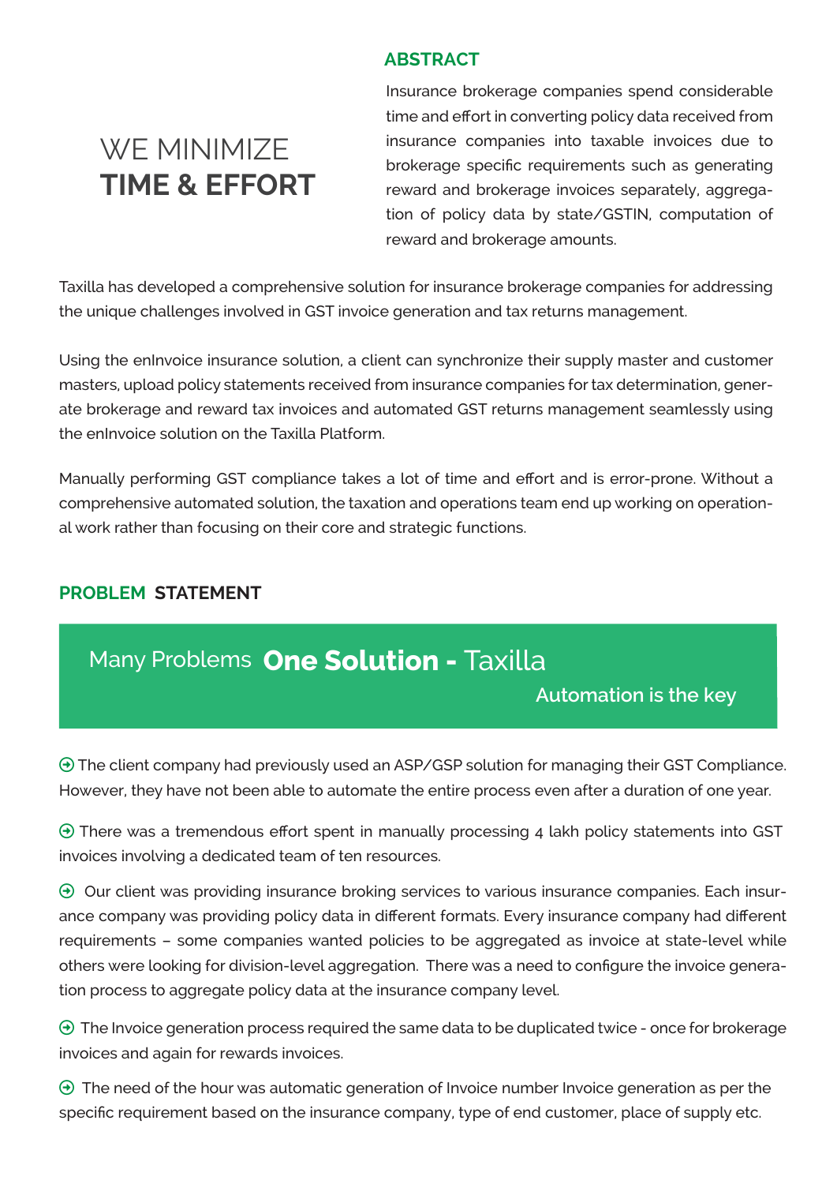## ABSTRACT

# WE MINIMIZE **TIME & EFFORT**

Insurance brokerage companies spend considerable time and effort in converting policy data received from insurance companies into taxable invoices due to brokerage specific requirements such as generating reward and brokerage invoices separately, aggregation of policy data by state/GSTIN, computation of reward and brokerage amounts.

Taxilla has developed a comprehensive solution for insurance brokerage companies for addressing the unique challenges involved in GST invoice generation and tax returns management.

Using the enInvoice insurance solution, a client can synchronize their supply master and customer masters, upload policy statements received from insurance companies for tax determination, generate brokerage and reward tax invoices and automated GST returns management seamlessly using the enInvoice solution on the Taxilla Platform.

Manually performing GST compliance takes a lot of time and effort and is error-prone. Without a comprehensive automated solution, the taxation and operations team end up working on operational work rather than focusing on their core and strategic functions.

## PROBLEM STATEMENT

**Many Problems One Solution - Taxilla**

**Automation is the key**

- The client company had previously used an ASP/GSP solution for managing their GST Compliance. However, they have not been able to automate the entire process even after a duration of one year.
- There was a tremendous effort spent in manually processing 4 lakh policy statements into GST invoices involving a dedicated team of ten resources.
- Our client was providing insurance broking services to various insurance companies. Each insurance company was providing policy data in different formats. Every insurance company had different requirements – some companies wanted policies to be aggregated as invoice at state-level while others were looking for division-level aggregation. There was a need to configure the invoice generation process to aggregate policy data at the insurance company level.
- The Invoice generation process required the same data to be duplicated twice - once for brokerage invoices and again for rewards invoices.
- The need of the hour was automatic generation of Invoice number Invoice generation as per the specific requirement based on the insurance company, type of end customer, place of supply etc.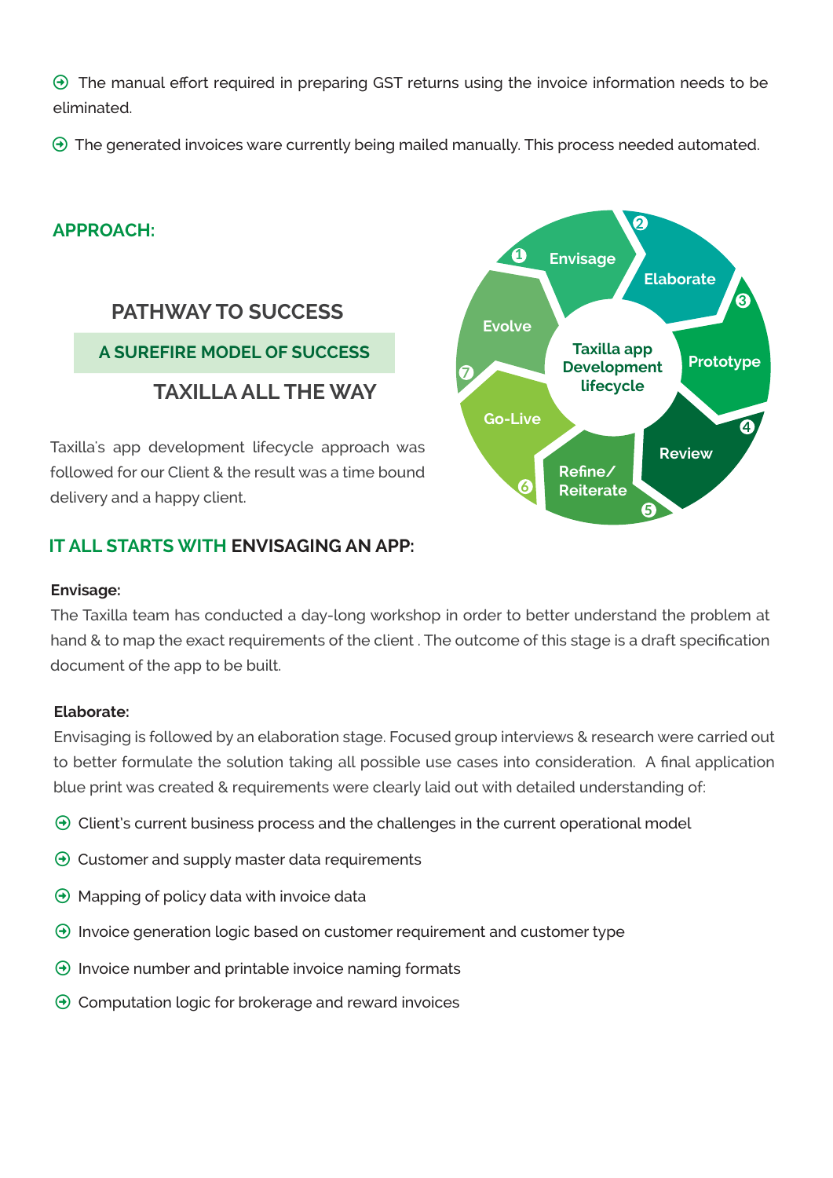- The manual effort required in preparing GST returns using the invoice information needs to be eliminated.
- The generated invoices ware currently being mailed manually. This process needed automated.

## APPROACH:

### PATHWAY TO SUCCESS

**A SUREFIRE MODEL OF SUCCESS**

### TAXILLA ALL THE WAY

Taxilla's app development lifecycle approach was followed for our Client & the result was a time bound delivery and a happy client.

Taxilla app Development lifecycle:

1. Envisage
2. Elaborate
3. Prototype
4. Review
5. Refine/ Reiterate
6. Go-Live
7. Evolve

## IT ALL STARTS WITH ENVISAGING AN APP:

**Envisage:**

The Taxilla team has conducted a day-long workshop in order to better understand the problem at hand & to map the exact requirements of the client . The outcome of this stage is a draft specification document of the app to be built.

**Elaborate:**

Envisaging is followed by an elaboration stage. Focused group interviews & research were carried out to better formulate the solution taking all possible use cases into consideration. A final application blue print was created & requirements were clearly laid out with detailed understanding of:

- Client's current business process and the challenges in the current operational model
- Customer and supply master data requirements
- Mapping of policy data with invoice data
- Invoice generation logic based on customer requirement and customer type
- Invoice number and printable invoice naming formats
- Computation logic for brokerage and reward invoices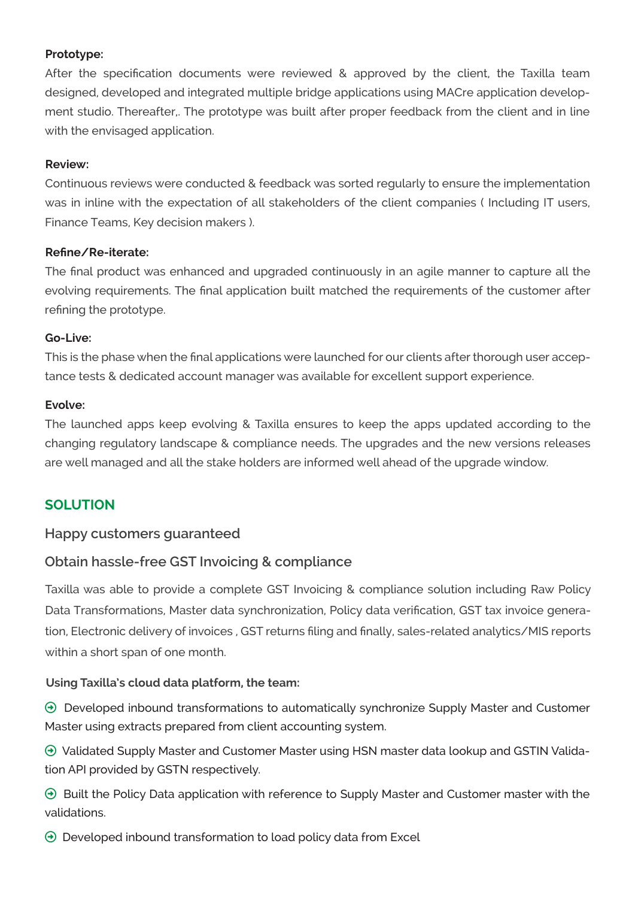**Prototype:**

After the specification documents were reviewed & approved by the client, the Taxilla team designed, developed and integrated multiple bridge applications using MACre application development studio. Thereafter,. The prototype was built after proper feedback from the client and in line with the envisaged application.

**Review:**

Continuous reviews were conducted & feedback was sorted regularly to ensure the implementation was in inline with the expectation of all stakeholders of the client companies ( Including IT users, Finance Teams, Key decision makers ).

**Refine/Re-iterate:**

The final product was enhanced and upgraded continuously in an agile manner to capture all the evolving requirements. The final application built matched the requirements of the customer after refining the prototype.

**Go-Live:**

This is the phase when the final applications were launched for our clients after thorough user acceptance tests & dedicated account manager was available for excellent support experience.

**Evolve:**

The launched apps keep evolving & Taxilla ensures to keep the apps updated according to the changing regulatory landscape & compliance needs. The upgrades and the new versions releases are well managed and all the stake holders are informed well ahead of the upgrade window.

## SOLUTION

### Happy customers guaranteed

### Obtain hassle-free GST Invoicing & compliance

Taxilla was able to provide a complete GST Invoicing & compliance solution including Raw Policy Data Transformations, Master data synchronization, Policy data verification, GST tax invoice generation, Electronic delivery of invoices , GST returns filing and finally, sales-related analytics/MIS reports within a short span of one month.

**Using Taxilla's cloud data platform, the team:**

- Developed inbound transformations to automatically synchronize Supply Master and Customer Master using extracts prepared from client accounting system.
- Validated Supply Master and Customer Master using HSN master data lookup and GSTIN Validation API provided by GSTN respectively.
- Built the Policy Data application with reference to Supply Master and Customer master with the validations.
- Developed inbound transformation to load policy data from Excel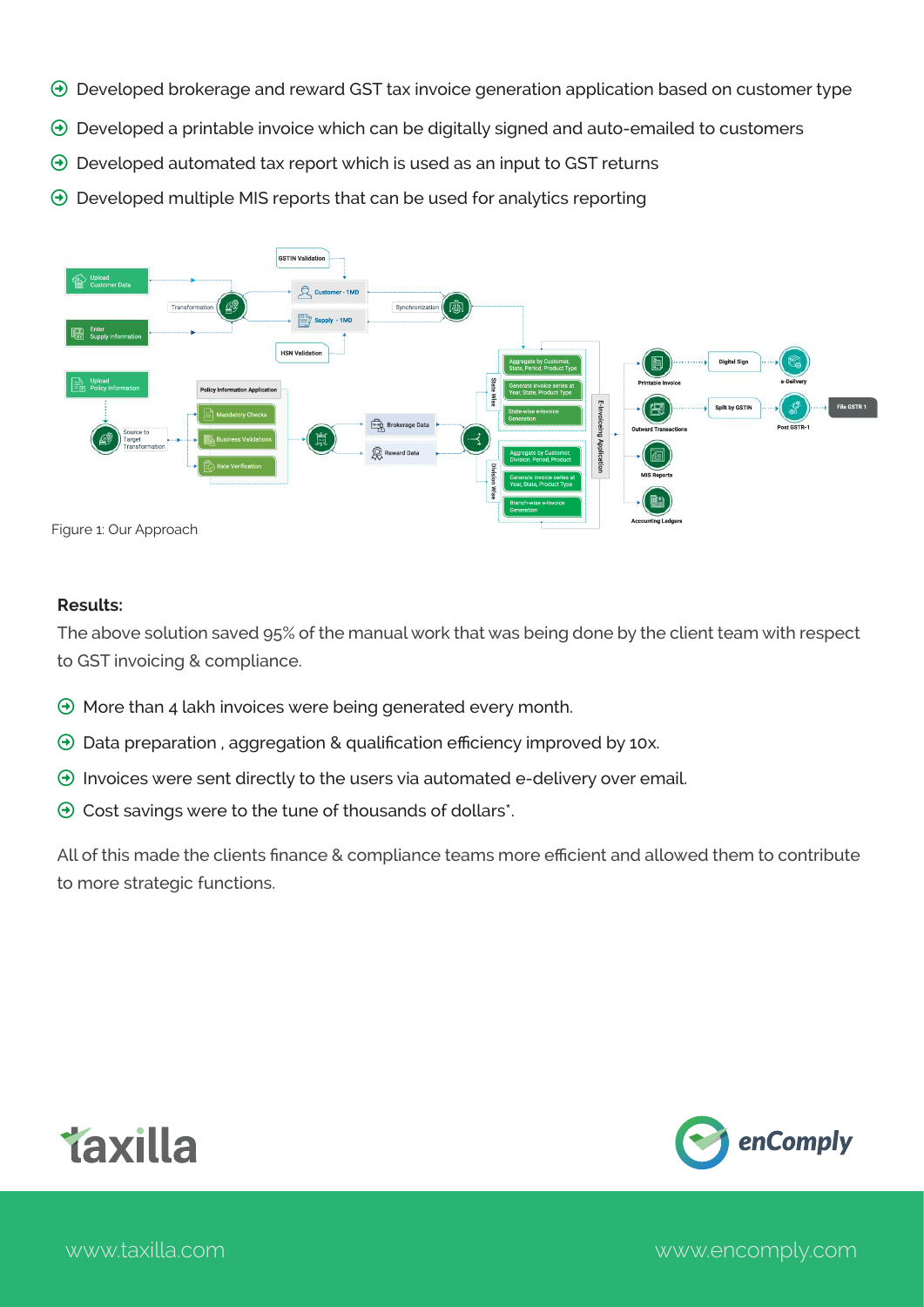- Developed brokerage and reward GST tax invoice generation application based on customer type
- Developed a printable invoice which can be digitally signed and auto-emailed to customers
- Developed automated tax report which is used as an input to GST returns
- Developed multiple MIS reports that can be used for analytics reporting

Upload Customer Data

Enter Supply Information

Upload Policy Information

GSTIN Validation

Transformation

Customer - 1MD

Supply - 1MD

HSN Validation

Synchronization

Source to Target Transformation

Policy Information Application

Mandatory Checks

Business Validations

Rate Verification

Brokerage Data

Reward Data

State Wise

Aggregate by Customer, State, Period, Product Type

Generate invoice series at Year, State, Product Type

State-wise e-Invoice Generation

Division Wise

Aggregate by Customer, Division, Period, Product

Generate invoice series at Year, State, Product Type

Branch-wise e-Invoice Generation

E-Invoicing Application

Printable Invoice

Digital Sign

e-Delivery

Outward Transactions

Split by GSTIN

Post GSTR-1

File GSTR 1

MIS Reports

Accounting Ledgers

Figure 1: Our Approach

**Results:**

The above solution saved 95% of the manual work that was being done by the client team with respect to GST invoicing & compliance.

- More than 4 lakh invoices were being generated every month.
- Data preparation , aggregation & qualification efficiency improved by 10x.
- Invoices were sent directly to the users via automated e-delivery over email.
- Cost savings were to the tune of thousands of dollars*.

All of this made the clients finance & compliance teams more efficient and allowed them to contribute to more strategic functions.